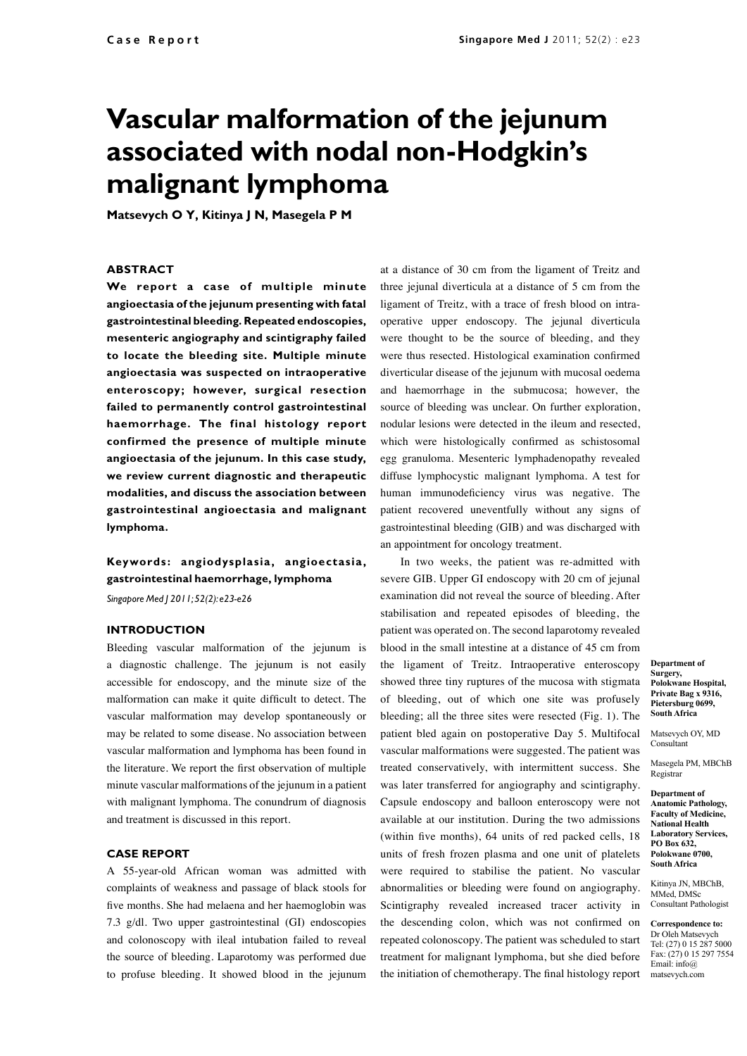Case Report

# Vascular malformation of the jejunum associated with nodal non-Hodgkin's malignant lymphoma

**Matsevych O Y, Kitinya J N, Masegela P M**

Department of Surgery, Polokwane Hospital, Private Bag x 9316, Pietersburg 0699, South Africa

Matsevych OY, MD
Consultant

Masegela PM, MBChB
Registrar

Department of Anatomic Pathology, Faculty of Medicine, National Health Laboratory Services, PO Box 632, Polokwane 0700, South Africa

Kitinya JN, MBChB, MMed, DMSc
Consultant Pathologist

Correspondence to: Dr Oleh Matsevych
Tel: (27) 0 15 287 5000
Fax: (27) 0 15 297 7554
Email: info@matsevych.com

## ABSTRACT

**We report a case of multiple minute angioectasia of the jejunum presenting with fatal gastrointestinal bleeding. Repeated endoscopies, mesenteric angiography and scintigraphy failed to locate the bleeding site. Multiple minute angioectasia was suspected on intraoperative enteroscopy; however, surgical resection failed to permanently control gastrointestinal haemorrhage. The final histology report confirmed the presence of multiple minute angioectasia of the jejunum. In this case study, we review current diagnostic and therapeutic modalities, and discuss the association between gastrointestinal angioectasia and malignant lymphoma.**

**Keywords: angiodysplasia, angioectasia, gastrointestinal haemorrhage, lymphoma**

*Singapore Med J 2011; 52(2): e23-e26*

## INTRODUCTION

Bleeding vascular malformation of the jejunum is a diagnostic challenge. The jejunum is not easily accessible for endoscopy, and the minute size of the malformation can make it quite difficult to detect. The vascular malformation may develop spontaneously or may be related to some disease. No association between vascular malformation and lymphoma has been found in the literature. We report the first observation of multiple minute vascular malformations of the jejunum in a patient with malignant lymphoma. The conundrum of diagnosis and treatment is discussed in this report.

## CASE REPORT

A 55-year-old African woman was admitted with complaints of weakness and passage of black stools for five months. She had melaena and her haemoglobin was 7.3 g/dl. Two upper gastrointestinal (GI) endoscopies and colonoscopy with ileal intubation failed to reveal the source of bleeding. Laparotomy was performed due to profuse bleeding. It showed blood in the jejunum at a distance of 30 cm from the ligament of Treitz and three jejunal diverticula at a distance of 5 cm from the ligament of Treitz, with a trace of fresh blood on intraoperative upper endoscopy. The jejunal diverticula were thought to be the source of bleeding, and they were thus resected. Histological examination confirmed diverticular disease of the jejunum with mucosal oedema and haemorrhage in the submucosa; however, the source of bleeding was unclear. On further exploration, nodular lesions were detected in the ileum and resected, which were histologically confirmed as schistosomal egg granuloma. Mesenteric lymphadenopathy revealed diffuse lymphocystic malignant lymphoma. A test for human immunodeficiency virus was negative. The patient recovered uneventfully without any signs of gastrointestinal bleeding (GIB) and was discharged with an appointment for oncology treatment.

In two weeks, the patient was re-admitted with severe GIB. Upper GI endoscopy with 20 cm of jejunal examination did not reveal the source of bleeding. After stabilisation and repeated episodes of bleeding, the patient was operated on. The second laparotomy revealed blood in the small intestine at a distance of 45 cm from the ligament of Treitz. Intraoperative enteroscopy showed three tiny ruptures of the mucosa with stigmata of bleeding, out of which one site was profusely bleeding; all the three sites were resected (Fig. 1). The patient bled again on postoperative Day 5. Multifocal vascular malformations were suggested. The patient was treated conservatively, with intermittent success. She was later transferred for angiography and scintigraphy. Capsule endoscopy and balloon enteroscopy were not available at our institution. During the two admissions (within five months), 64 units of red packed cells, 18 units of fresh frozen plasma and one unit of platelets were required to stabilise the patient. No vascular abnormalities or bleeding were found on angiography. Scintigraphy revealed increased tracer activity in the descending colon, which was not confirmed on repeated colonoscopy. The patient was scheduled to start treatment for malignant lymphoma, but she died before the initiation of chemotherapy. The final histology report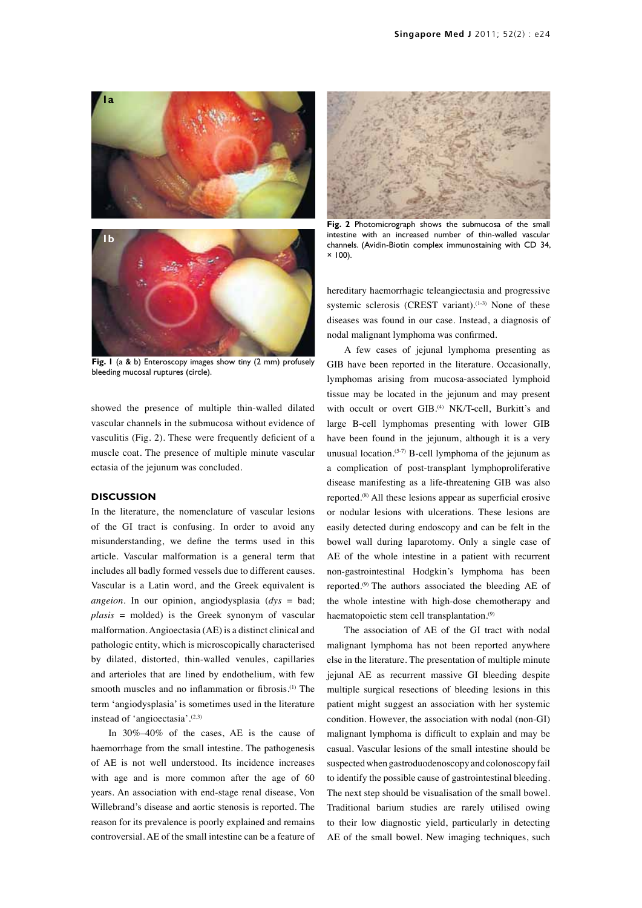Fig. 1 (a & b) Enteroscopy images show tiny (2 mm) profusely bleeding mucosal ruptures (circle).

Fig. 2 Photomicrograph shows the submucosa of the small intestine with an increased number of thin-walled vascular channels. (Avidin-Biotin complex immunostaining with CD 34, × 100).

showed the presence of multiple thin-walled dilated vascular channels in the submucosa without evidence of vasculitis (Fig. 2). These were frequently deficient of a muscle coat. The presence of multiple minute vascular ectasia of the jejunum was concluded.

## DISCUSSION

In the literature, the nomenclature of vascular lesions of the GI tract is confusing. In order to avoid any misunderstanding, we define the terms used in this article. Vascular malformation is a general term that includes all badly formed vessels due to different causes. Vascular is a Latin word, and the Greek equivalent is *angeion*. In our opinion, angiodysplasia (*dys* = bad; *plasis* = molded) is the Greek synonym of vascular malformation. Angioectasia (AE) is a distinct clinical and pathologic entity, which is microscopically characterised by dilated, distorted, thin-walled venules, capillaries and arterioles that are lined by endothelium, with few smooth muscles and no inflammation or fibrosis.[1] The term 'angiodysplasia' is sometimes used in the literature instead of 'angioectasia'.[2,3]

In 30%–40% of the cases, AE is the cause of haemorrhage from the small intestine. The pathogenesis of AE is not well understood. Its incidence increases with age and is more common after the age of 60 years. An association with end-stage renal disease, Von Willebrand's disease and aortic stenosis is reported. The reason for its prevalence is poorly explained and remains controversial. AE of the small intestine can be a feature of hereditary haemorrhagic teleangiectasia and progressive systemic sclerosis (CREST variant).[1-3] None of these diseases was found in our case. Instead, a diagnosis of nodal malignant lymphoma was confirmed.

A few cases of jejunal lymphoma presenting as GIB have been reported in the literature. Occasionally, lymphomas arising from mucosa-associated lymphoid tissue may be located in the jejunum and may present with occult or overt GIB.[4] NK/T-cell, Burkitt's and large B-cell lymphomas presenting with lower GIB have been found in the jejunum, although it is a very unusual location.[5-7] B-cell lymphoma of the jejunum as a complication of post-transplant lymphoproliferative disease manifesting as a life-threatening GIB was also reported.[8] All these lesions appear as superficial erosive or nodular lesions with ulcerations. These lesions are easily detected during endoscopy and can be felt in the bowel wall during laparotomy. Only a single case of AE of the whole intestine in a patient with recurrent non-gastrointestinal Hodgkin's lymphoma has been reported.[9] The authors associated the bleeding AE of the whole intestine with high-dose chemotherapy and haematopoietic stem cell transplantation.[9]

The association of AE of the GI tract with nodal malignant lymphoma has not been reported anywhere else in the literature. The presentation of multiple minute jejunal AE as recurrent massive GI bleeding despite multiple surgical resections of bleeding lesions in this patient might suggest an association with her systemic condition. However, the association with nodal (non-GI) malignant lymphoma is difficult to explain and may be casual. Vascular lesions of the small intestine should be suspected when gastroduodenoscopy and colonoscopy fail to identify the possible cause of gastrointestinal bleeding. The next step should be visualisation of the small bowel. Traditional barium studies are rarely utilised owing to their low diagnostic yield, particularly in detecting AE of the small bowel. New imaging techniques, such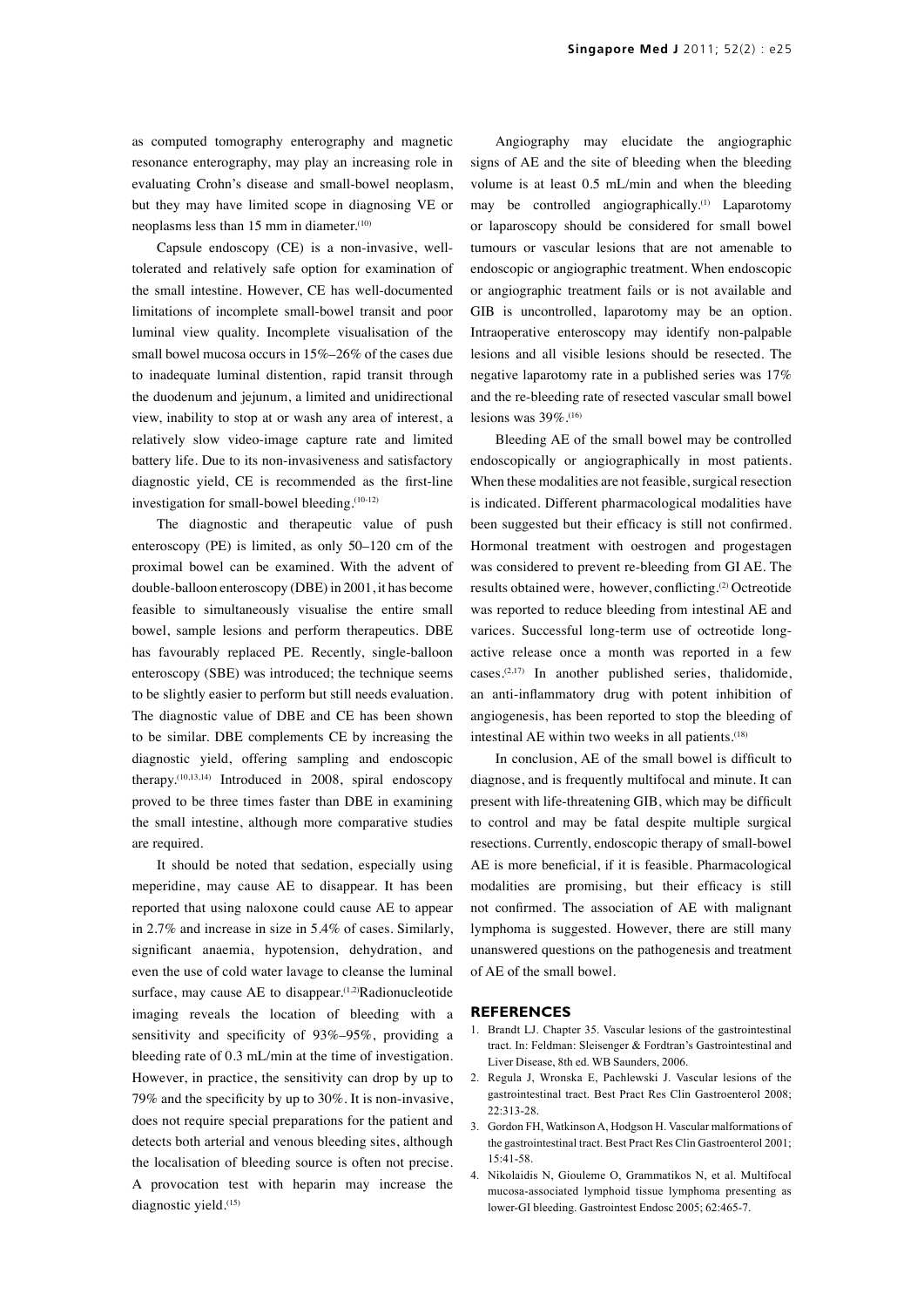as computed tomography enterography and magnetic resonance enterography, may play an increasing role in evaluating Crohn's disease and small-bowel neoplasm, but they may have limited scope in diagnosing VE or neoplasms less than 15 mm in diameter.[10]

Capsule endoscopy (CE) is a non-invasive, well-tolerated and relatively safe option for examination of the small intestine. However, CE has well-documented limitations of incomplete small-bowel transit and poor luminal view quality. Incomplete visualisation of the small bowel mucosa occurs in 15%–26% of the cases due to inadequate luminal distention, rapid transit through the duodenum and jejunum, a limited and unidirectional view, inability to stop at or wash any area of interest, a relatively slow video-image capture rate and limited battery life. Due to its non-invasiveness and satisfactory diagnostic yield, CE is recommended as the first-line investigation for small-bowel bleeding.[10-12]

The diagnostic and therapeutic value of push enteroscopy (PE) is limited, as only 50–120 cm of the proximal bowel can be examined. With the advent of double-balloon enteroscopy (DBE) in 2001, it has become feasible to simultaneously visualise the entire small bowel, sample lesions and perform therapeutics. DBE has favourably replaced PE. Recently, single-balloon enteroscopy (SBE) was introduced; the technique seems to be slightly easier to perform but still needs evaluation. The diagnostic value of DBE and CE has been shown to be similar. DBE complements CE by increasing the diagnostic yield, offering sampling and endoscopic therapy.[10,13,14] Introduced in 2008, spiral endoscopy proved to be three times faster than DBE in examining the small intestine, although more comparative studies are required.

It should be noted that sedation, especially using meperidine, may cause AE to disappear. It has been reported that using naloxone could cause AE to appear in 2.7% and increase in size in 5.4% of cases. Similarly, significant anaemia, hypotension, dehydration, and even the use of cold water lavage to cleanse the luminal surface, may cause AE to disappear.[1,2]Radionucleotide imaging reveals the location of bleeding with a sensitivity and specificity of 93%–95%, providing a bleeding rate of 0.3 mL/min at the time of investigation. However, in practice, the sensitivity can drop by up to 79% and the specificity by up to 30%. It is non-invasive, does not require special preparations for the patient and detects both arterial and venous bleeding sites, although the localisation of bleeding source is often not precise. A provocation test with heparin may increase the diagnostic yield.[15]

Angiography may elucidate the angiographic signs of AE and the site of bleeding when the bleeding volume is at least 0.5 mL/min and when the bleeding may be controlled angiographically.[1] Laparotomy or laparoscopy should be considered for small bowel tumours or vascular lesions that are not amenable to endoscopic or angiographic treatment. When endoscopic or angiographic treatment fails or is not available and GIB is uncontrolled, laparotomy may be an option. Intraoperative enteroscopy may identify non-palpable lesions and all visible lesions should be resected. The negative laparotomy rate in a published series was 17% and the re-bleeding rate of resected vascular small bowel lesions was 39%.[16]

Bleeding AE of the small bowel may be controlled endoscopically or angiographically in most patients. When these modalities are not feasible, surgical resection is indicated. Different pharmacological modalities have been suggested but their efficacy is still not confirmed. Hormonal treatment with oestrogen and progestagen was considered to prevent re-bleeding from GI AE. The results obtained were, however, conflicting.[2] Octreotide was reported to reduce bleeding from intestinal AE and varices. Successful long-term use of octreotide long-active release once a month was reported in a few cases.[2,17] In another published series, thalidomide, an anti-inflammatory drug with potent inhibition of angiogenesis, has been reported to stop the bleeding of intestinal AE within two weeks in all patients.[18]

In conclusion, AE of the small bowel is difficult to diagnose, and is frequently multifocal and minute. It can present with life-threatening GIB, which may be difficult to control and may be fatal despite multiple surgical resections. Currently, endoscopic therapy of small-bowel AE is more beneficial, if it is feasible. Pharmacological modalities are promising, but their efficacy is still not confirmed. The association of AE with malignant lymphoma is suggested. However, there are still many unanswered questions on the pathogenesis and treatment of AE of the small bowel.

## REFERENCES

1. Brandt LJ. Chapter 35. Vascular lesions of the gastrointestinal tract. In: Feldman: Sleisenger & Fordtran's Gastrointestinal and Liver Disease, 8th ed. WB Saunders, 2006.
2. Regula J, Wronska E, Pachlewski J. Vascular lesions of the gastrointestinal tract. Best Pract Res Clin Gastroenterol 2008; 22:313-28.
3. Gordon FH, Watkinson A, Hodgson H. Vascular malformations of the gastrointestinal tract. Best Pract Res Clin Gastroenterol 2001; 15:41-58.
4. Nikolaidis N, Giouleme O, Grammatikos N, et al. Multifocal mucosa-associated lymphoid tissue lymphoma presenting as lower-GI bleeding. Gastrointest Endosc 2005; 62:465-7.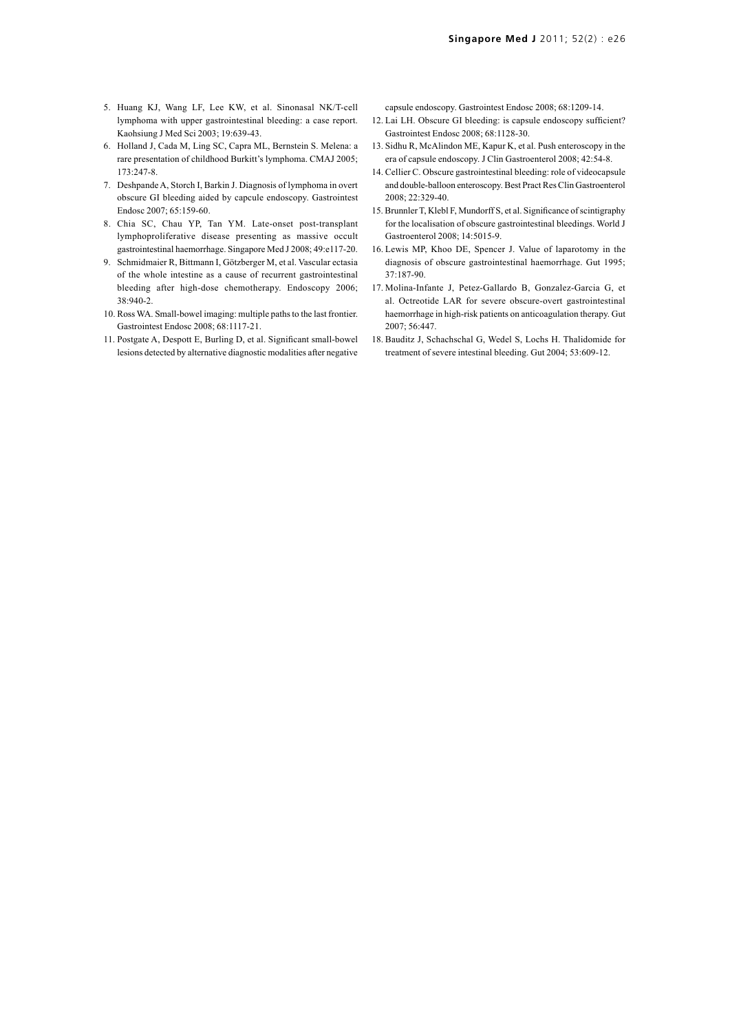5. Huang KJ, Wang LF, Lee KW, et al. Sinonasal NK/T-cell lymphoma with upper gastrointestinal bleeding: a case report. Kaohsiung J Med Sci 2003; 19:639-43.
6. Holland J, Cada M, Ling SC, Capra ML, Bernstein S. Melena: a rare presentation of childhood Burkitt's lymphoma. CMAJ 2005; 173:247-8.
7. Deshpande A, Storch I, Barkin J. Diagnosis of lymphoma in overt obscure GI bleeding aided by capcule endoscopy. Gastrointest Endosc 2007; 65:159-60.
8. Chia SC, Chau YP, Tan YM. Late-onset post-transplant lymphoproliferative disease presenting as massive occult gastrointestinal haemorrhage. Singapore Med J 2008; 49:e117-20.
9. Schmidmaier R, Bittmann I, Götzberger M, et al. Vascular ectasia of the whole intestine as a cause of recurrent gastrointestinal bleeding after high-dose chemotherapy. Endoscopy 2006; 38:940-2.
10. Ross WA. Small-bowel imaging: multiple paths to the last frontier. Gastrointest Endosc 2008; 68:1117-21.
11. Postgate A, Despott E, Burling D, et al. Significant small-bowel lesions detected by alternative diagnostic modalities after negative capsule endoscopy. Gastrointest Endosc 2008; 68:1209-14.
12. Lai LH. Obscure GI bleeding: is capsule endoscopy sufficient? Gastrointest Endosc 2008; 68:1128-30.
13. Sidhu R, McAlindon ME, Kapur K, et al. Push enteroscopy in the era of capsule endoscopy. J Clin Gastroenterol 2008; 42:54-8.
14. Cellier C. Obscure gastrointestinal bleeding: role of videocapsule and double-balloon enteroscopy. Best Pract Res Clin Gastroenterol 2008; 22:329-40.
15. Brunnler T, Klebl F, Mundorff S, et al. Significance of scintigraphy for the localisation of obscure gastrointestinal bleedings. World J Gastroenterol 2008; 14:5015-9.
16. Lewis MP, Khoo DE, Spencer J. Value of laparotomy in the diagnosis of obscure gastrointestinal haemorrhage. Gut 1995; 37:187-90.
17. Molina-Infante J, Petez-Gallardo B, Gonzalez-Garcia G, et al. Octreotide LAR for severe obscure-overt gastrointestinal haemorrhage in high-risk patients on anticoagulation therapy. Gut 2007; 56:447.
18. Bauditz J, Schachschal G, Wedel S, Lochs H. Thalidomide for treatment of severe intestinal bleeding. Gut 2004; 53:609-12.